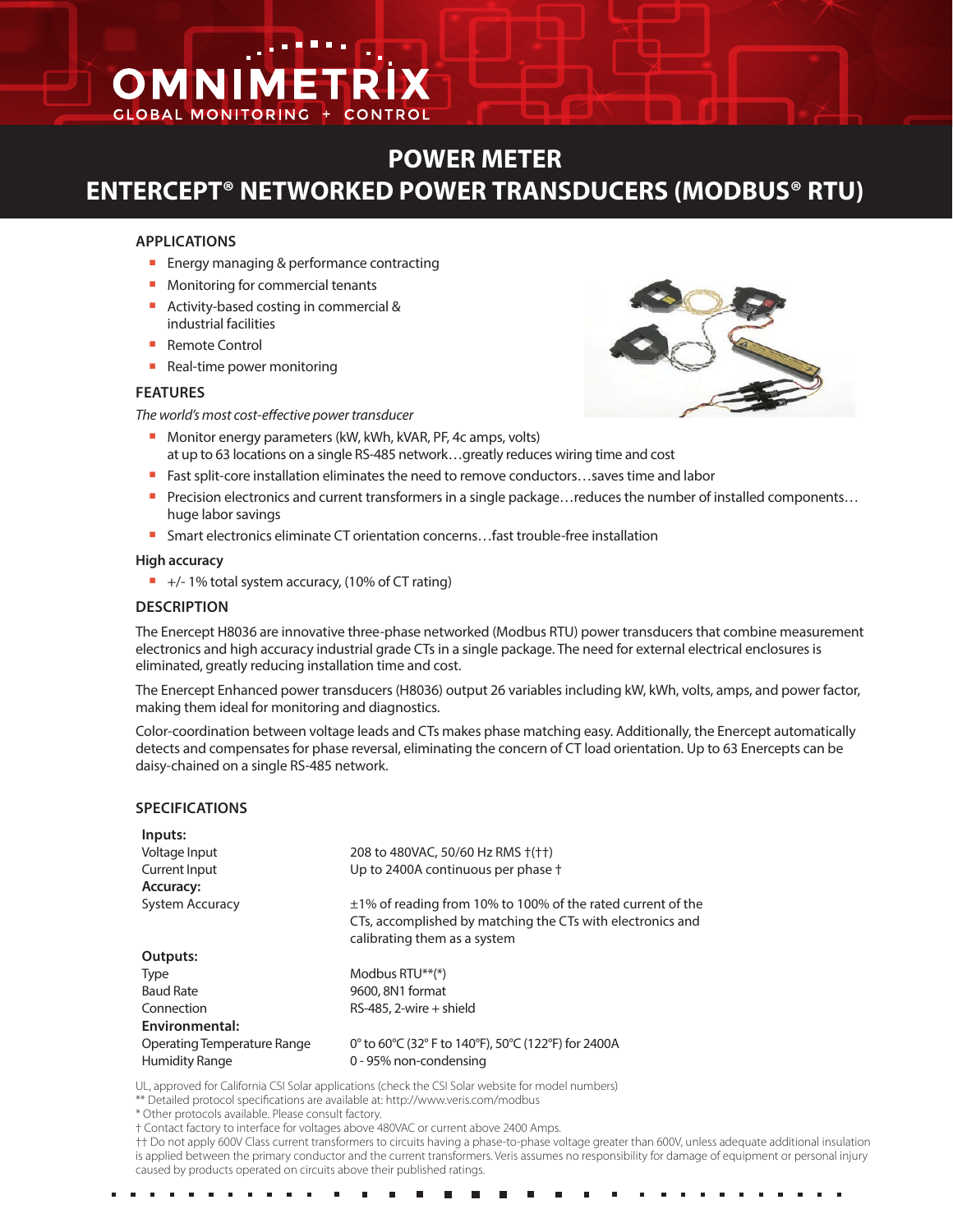OMNIMETRIX
GLOBAL MONITORING + CONTROL

# POWER METER
# ENTERCEPT® NETWORKED POWER TRANSDUCERS (MODBUS® RTU)

## APPLICATIONS

- Energy managing & performance contracting
- Monitoring for commercial tenants
- Activity-based costing in commercial & industrial facilities
- Remote Control
- Real-time power monitoring

## FEATURES

*The world's most cost-effective power transducer*

- Monitor energy parameters (kW, kWh, kVAR, PF, 4c amps, volts) at up to 63 locations on a single RS-485 network…greatly reduces wiring time and cost
- Fast split-core installation eliminates the need to remove conductors…saves time and labor
- Precision electronics and current transformers in a single package…reduces the number of installed components…huge labor savings
- Smart electronics eliminate CT orientation concerns…fast trouble-free installation

**High accuracy**

- +/- 1% total system accuracy, (10% of CT rating)

## DESCRIPTION

The Enercept H8036 are innovative three-phase networked (Modbus RTU) power transducers that combine measurement electronics and high accuracy industrial grade CTs in a single package. The need for external electrical enclosures is eliminated, greatly reducing installation time and cost.

The Enercept Enhanced power transducers (H8036) output 26 variables including kW, kWh, volts, amps, and power factor, making them ideal for monitoring and diagnostics.

Color-coordination between voltage leads and CTs makes phase matching easy. Additionally, the Enercept automatically detects and compensates for phase reversal, eliminating the concern of CT load orientation. Up to 63 Enercepts can be daisy-chained on a single RS-485 network.

## SPECIFICATIONS

| | |
|---|---|
| **Inputs:** | |
| Voltage Input | 208 to 480VAC, 50/60 Hz RMS †(††) |
| Current Input | Up to 2400A continuous per phase † |
| **Accuracy:** | |
| System Accuracy | ±1% of reading from 10% to 100% of the rated current of the CTs, accomplished by matching the CTs with electronics and calibrating them as a system |
| **Outputs:** | |
| Type | Modbus RTU**(*) |
| Baud Rate | 9600, 8N1 format |
| Connection | RS-485, 2-wire + shield |
| **Environmental:** | |
| Operating Temperature Range | 0° to 60°C (32° F to 140°F), 50°C (122°F) for 2400A |
| Humidity Range | 0 - 95% non-condensing |

UL, approved for California CSI Solar applications (check the CSI Solar website for model numbers)
** Detailed protocol specifications are available at: http://www.veris.com/modbus
* Other protocols available. Please consult factory.
† Contact factory to interface for voltages above 480VAC or current above 2400 Amps.
†† Do not apply 600V Class current transformers to circuits having a phase-to-phase voltage greater than 600V, unless adequate additional insulation is applied between the primary conductor and the current transformers. Veris assumes no responsibility for damage of equipment or personal injury caused by products operated on circuits above their published ratings.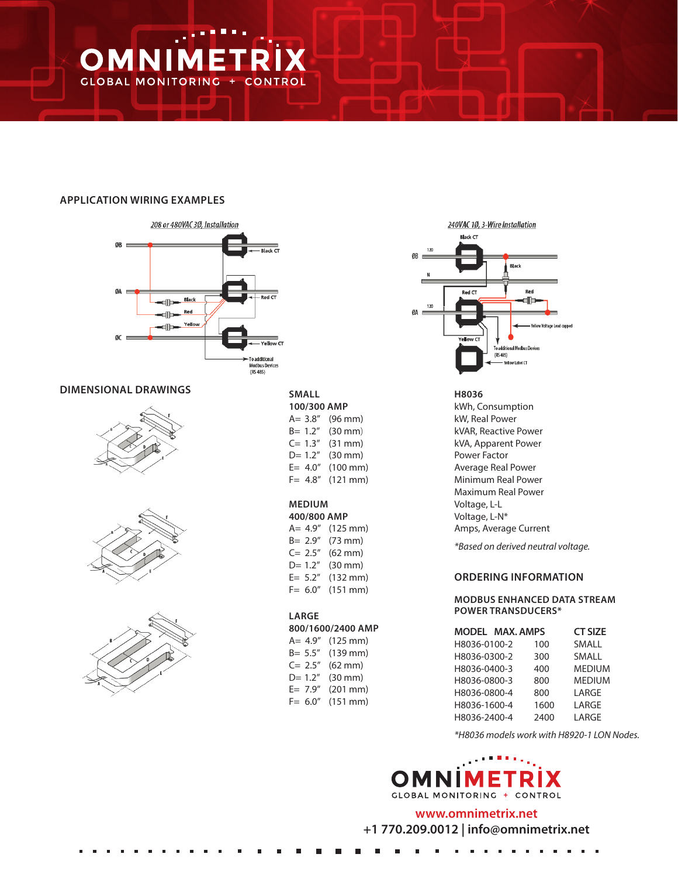OMNIMETRIX
GLOBAL MONITORING + CONTROL

## APPLICATION WIRING EXAMPLES

208 or 480VAC 3Ø, Installation

ØB
Black CT
ØA
Black
Red CT
Red
Yellow
ØC
Yellow CT
To additional Modbus Devices (RS 485)

240VAC 1Ø, 3-Wire Installation

Black CT
ØB
120
Black
N
Red CT
Red
120
ØA
Yellow Voltage Lead capped
Yellow CT
To additional Modbus Devices (RS 485)
Yellow Label CT

## DIMENSIONAL DRAWINGS

**SMALL**
**100/300 AMP**
A= 3.8″ (96 mm)
B= 1.2″ (30 mm)
C= 1.3″ (31 mm)
D= 1.2″ (30 mm)
E= 4.0″ (100 mm)
F= 4.8″ (121 mm)

**MEDIUM**
**400/800 AMP**
A= 4.9″ (125 mm)
B= 2.9″ (73 mm)
C= 2.5″ (62 mm)
D= 1.2″ (30 mm)
E= 5.2″ (132 mm)
F= 6.0″ (151 mm)

**LARGE**
**800/1600/2400 AMP**
A= 4.9″ (125 mm)
B= 5.5″ (139 mm)
C= 2.5″ (62 mm)
D= 1.2″ (30 mm)
E= 7.9″ (201 mm)
F= 6.0″ (151 mm)

**H8036**
kWh, Consumption
kW, Real Power
kVAR, Reactive Power
kVA, Apparent Power
Power Factor
Average Real Power
Minimum Real Power
Maximum Real Power
Voltage, L-L
Voltage, L-N*
Amps, Average Current

*\*Based on derived neutral voltage.*

## ORDERING INFORMATION

### MODBUS ENHANCED DATA STREAM POWER TRANSDUCERS*

| MODEL | MAX. AMPS | CT SIZE |
|---|---|---|
| H8036-0100-2 | 100 | SMALL |
| H8036-0300-2 | 300 | SMALL |
| H8036-0400-3 | 400 | MEDIUM |
| H8036-0800-3 | 800 | MEDIUM |
| H8036-0800-4 | 800 | LARGE |
| H8036-1600-4 | 1600 | LARGE |
| H8036-2400-4 | 2400 | LARGE |

*\*H8036 models work with H8920-1 LON Nodes.*

OMNIMETRIX
GLOBAL MONITORING + CONTROL

**www.omnimetrix.net**
**+1 770.209.0012 | info@omnimetrix.net**